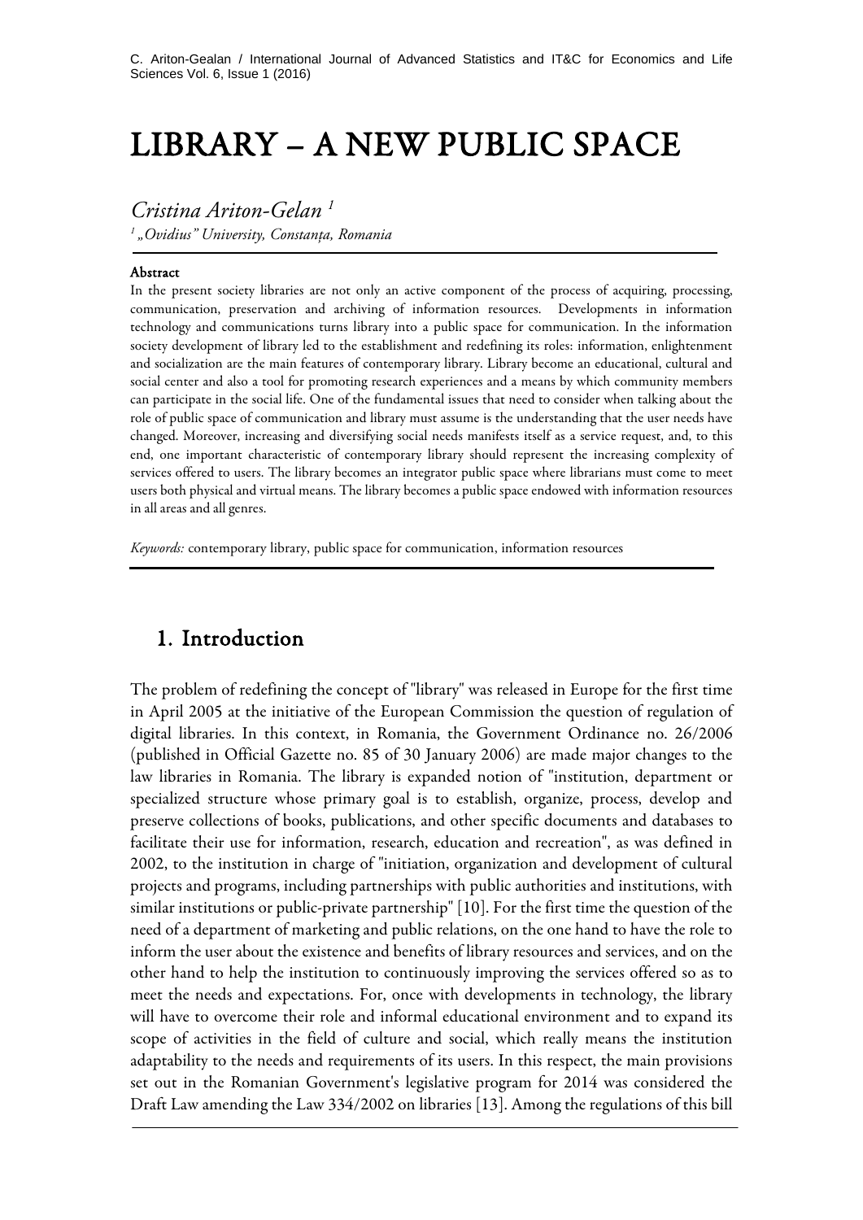# LIBRARY – A NEW PUBLIC SPACE

*Cristina Ariton-Gelan* [1]

[1] *„Ovidius" University, Constanța, Romania*

**Abstract**

In the present society libraries are not only an active component of the process of acquiring, processing, communication, preservation and archiving of information resources. Developments in information technology and communications turns library into a public space for communication. In the information society development of library led to the establishment and redefining its roles: information, enlightenment and socialization are the main features of contemporary library. Library become an educational, cultural and social center and also a tool for promoting research experiences and a means by which community members can participate in the social life. One of the fundamental issues that need to consider when talking about the role of public space of communication and library must assume is the understanding that the user needs have changed. Moreover, increasing and diversifying social needs manifests itself as a service request, and, to this end, one important characteristic of contemporary library should represent the increasing complexity of services offered to users. The library becomes an integrator public space where librarians must come to meet users both physical and virtual means. The library becomes a public space endowed with information resources in all areas and all genres.

*Keywords:* contemporary library, public space for communication, information resources

## 1. Introduction

The problem of redefining the concept of "library" was released in Europe for the first time in April 2005 at the initiative of the European Commission the question of regulation of digital libraries. In this context, in Romania, the Government Ordinance no. 26/2006 (published in Official Gazette no. 85 of 30 January 2006) are made major changes to the law libraries in Romania. The library is expanded notion of "institution, department or specialized structure whose primary goal is to establish, organize, process, develop and preserve collections of books, publications, and other specific documents and databases to facilitate their use for information, research, education and recreation", as was defined in 2002, to the institution in charge of "initiation, organization and development of cultural projects and programs, including partnerships with public authorities and institutions, with similar institutions or public-private partnership" [10]. For the first time the question of the need of a department of marketing and public relations, on the one hand to have the role to inform the user about the existence and benefits of library resources and services, and on the other hand to help the institution to continuously improving the services offered so as to meet the needs and expectations. For, once with developments in technology, the library will have to overcome their role and informal educational environment and to expand its scope of activities in the field of culture and social, which really means the institution adaptability to the needs and requirements of its users. In this respect, the main provisions set out in the Romanian Government's legislative program for 2014 was considered the Draft Law amending the Law 334/2002 on libraries [13]. Among the regulations of this bill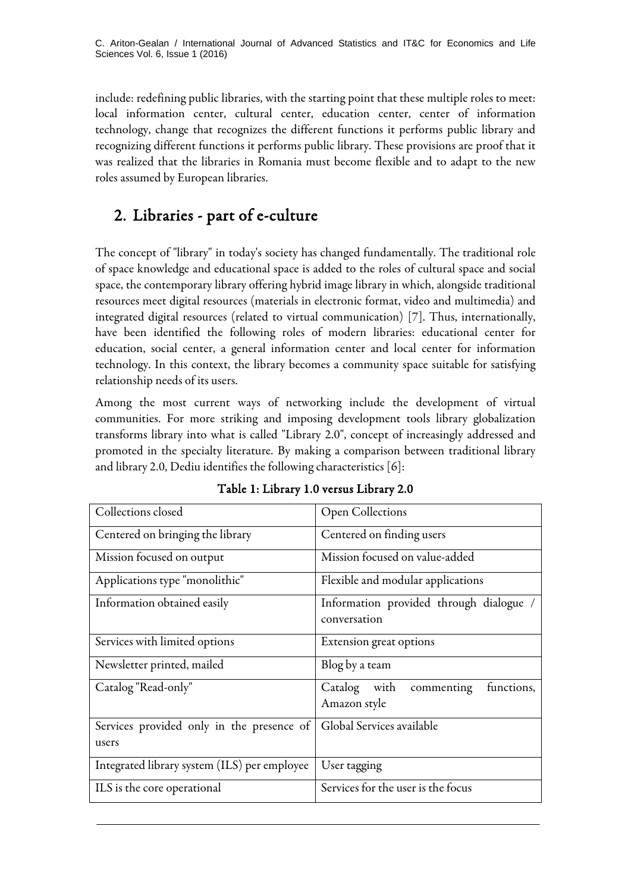include: redefining public libraries, with the starting point that these multiple roles to meet: local information center, cultural center, education center, center of information technology, change that recognizes the different functions it performs public library and recognizing different functions it performs public library. These provisions are proof that it was realized that the libraries in Romania must become flexible and to adapt to the new roles assumed by European libraries.

## 2. Libraries - part of e-culture

The concept of "library" in today's society has changed fundamentally. The traditional role of space knowledge and educational space is added to the roles of cultural space and social space, the contemporary library offering hybrid image library in which, alongside traditional resources meet digital resources (materials in electronic format, video and multimedia) and integrated digital resources (related to virtual communication) [7]. Thus, internationally, have been identified the following roles of modern libraries: educational center for education, social center, a general information center and local center for information technology. In this context, the library becomes a community space suitable for satisfying relationship needs of its users.

Among the most current ways of networking include the development of virtual communities. For more striking and imposing development tools library globalization transforms library into what is called "Library 2.0", concept of increasingly addressed and promoted in the specialty literature. By making a comparison between traditional library and library 2.0, Dediu identifies the following characteristics [6]:

**Table 1: Library 1.0 versus Library 2.0**

| | |
|---|---|
| Collections closed | Open Collections |
| Centered on bringing the library | Centered on finding users |
| Mission focused on output | Mission focused on value-added |
| Applications type "monolithic" | Flexible and modular applications |
| Information obtained easily | Information provided through dialogue / conversation |
| Services with limited options | Extension great options |
| Newsletter printed, mailed | Blog by a team |
| Catalog "Read-only" | Catalog with commenting functions, Amazon style |
| Services provided only in the presence of users | Global Services available |
| Integrated library system (ILS) per employee | User tagging |
| ILS is the core operational | Services for the user is the focus |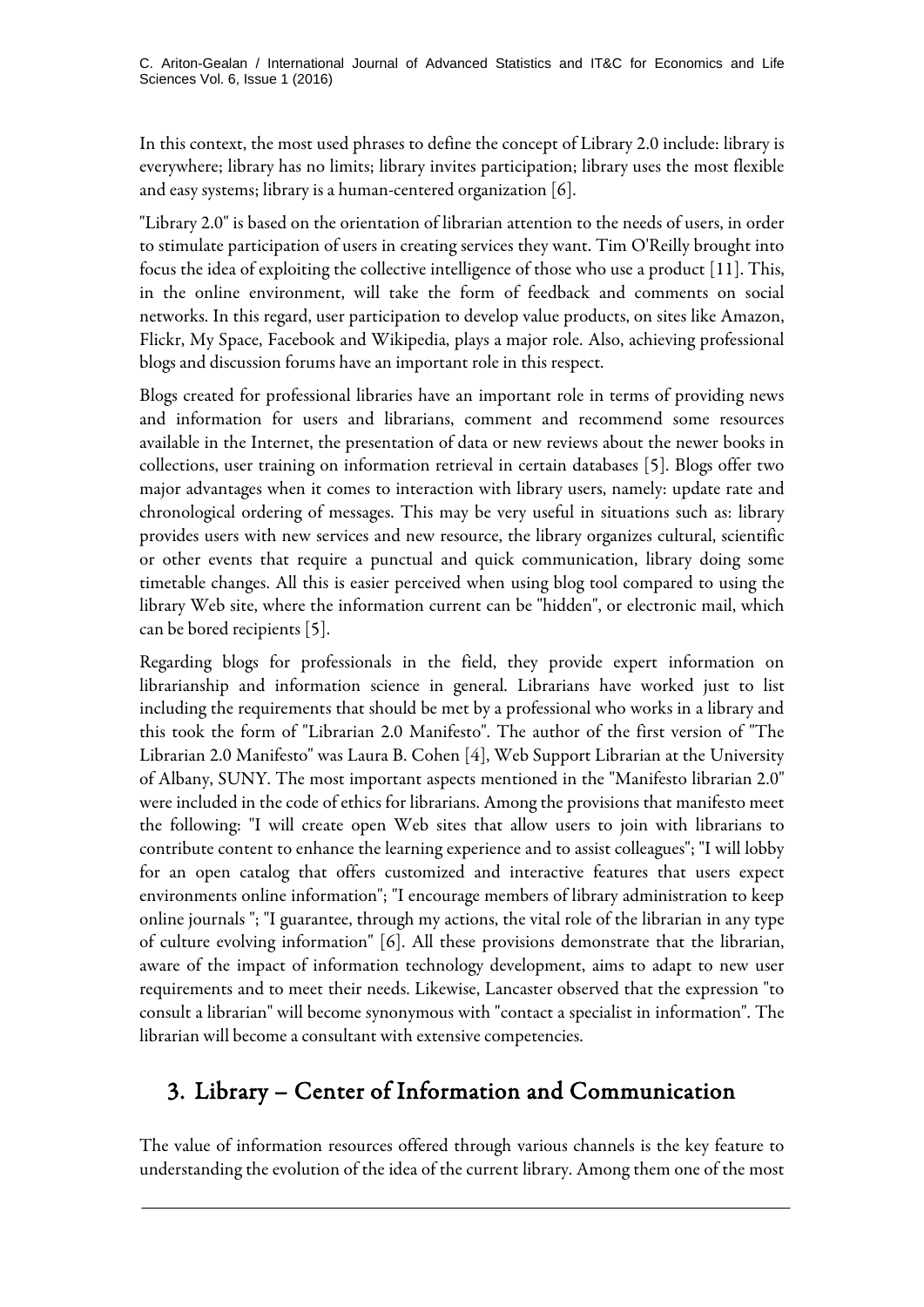In this context, the most used phrases to define the concept of Library 2.0 include: library is everywhere; library has no limits; library invites participation; library uses the most flexible and easy systems; library is a human-centered organization [6].

"Library 2.0" is based on the orientation of librarian attention to the needs of users, in order to stimulate participation of users in creating services they want. Tim O'Reilly brought into focus the idea of exploiting the collective intelligence of those who use a product [11]. This, in the online environment, will take the form of feedback and comments on social networks. In this regard, user participation to develop value products, on sites like Amazon, Flickr, My Space, Facebook and Wikipedia, plays a major role. Also, achieving professional blogs and discussion forums have an important role in this respect.

Blogs created for professional libraries have an important role in terms of providing news and information for users and librarians, comment and recommend some resources available in the Internet, the presentation of data or new reviews about the newer books in collections, user training on information retrieval in certain databases [5]. Blogs offer two major advantages when it comes to interaction with library users, namely: update rate and chronological ordering of messages. This may be very useful in situations such as: library provides users with new services and new resource, the library organizes cultural, scientific or other events that require a punctual and quick communication, library doing some timetable changes. All this is easier perceived when using blog tool compared to using the library Web site, where the information current can be "hidden", or electronic mail, which can be bored recipients [5].

Regarding blogs for professionals in the field, they provide expert information on librarianship and information science in general. Librarians have worked just to list including the requirements that should be met by a professional who works in a library and this took the form of "Librarian 2.0 Manifesto". The author of the first version of "The Librarian 2.0 Manifesto" was Laura B. Cohen [4], Web Support Librarian at the University of Albany, SUNY. The most important aspects mentioned in the "Manifesto librarian 2.0" were included in the code of ethics for librarians. Among the provisions that manifesto meet the following: "I will create open Web sites that allow users to join with librarians to contribute content to enhance the learning experience and to assist colleagues"; "I will lobby for an open catalog that offers customized and interactive features that users expect environments online information"; "I encourage members of library administration to keep online journals "; "I guarantee, through my actions, the vital role of the librarian in any type of culture evolving information" [6]. All these provisions demonstrate that the librarian, aware of the impact of information technology development, aims to adapt to new user requirements and to meet their needs. Likewise, Lancaster observed that the expression "to consult a librarian" will become synonymous with "contact a specialist in information". The librarian will become a consultant with extensive competencies.

## 3. Library – Center of Information and Communication

The value of information resources offered through various channels is the key feature to understanding the evolution of the idea of the current library. Among them one of the most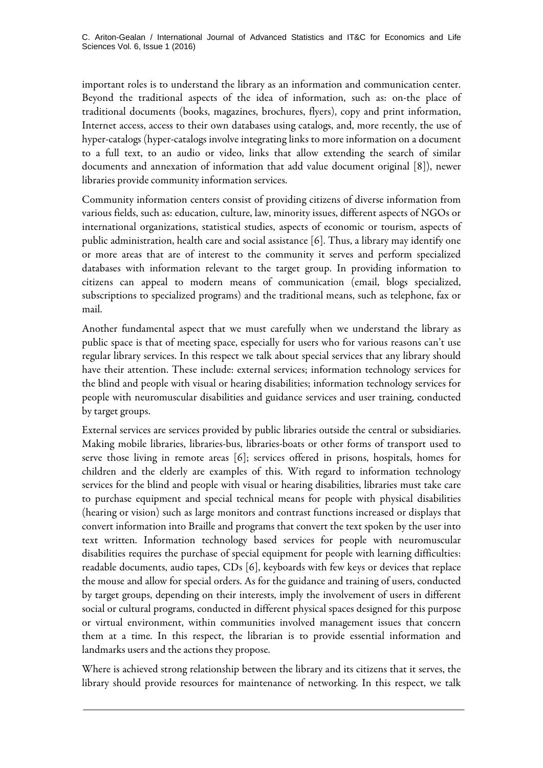important roles is to understand the library as an information and communication center. Beyond the traditional aspects of the idea of information, such as: on-the place of traditional documents (books, magazines, brochures, flyers), copy and print information, Internet access, access to their own databases using catalogs, and, more recently, the use of hyper-catalogs (hyper-catalogs involve integrating links to more information on a document to a full text, to an audio or video, links that allow extending the search of similar documents and annexation of information that add value document original [8]), newer libraries provide community information services.

Community information centers consist of providing citizens of diverse information from various fields, such as: education, culture, law, minority issues, different aspects of NGOs or international organizations, statistical studies, aspects of economic or tourism, aspects of public administration, health care and social assistance [6]. Thus, a library may identify one or more areas that are of interest to the community it serves and perform specialized databases with information relevant to the target group. In providing information to citizens can appeal to modern means of communication (email, blogs specialized, subscriptions to specialized programs) and the traditional means, such as telephone, fax or mail.

Another fundamental aspect that we must carefully when we understand the library as public space is that of meeting space, especially for users who for various reasons can't use regular library services. In this respect we talk about special services that any library should have their attention. These include: external services; information technology services for the blind and people with visual or hearing disabilities; information technology services for people with neuromuscular disabilities and guidance services and user training, conducted by target groups.

External services are services provided by public libraries outside the central or subsidiaries. Making mobile libraries, libraries-bus, libraries-boats or other forms of transport used to serve those living in remote areas [6]; services offered in prisons, hospitals, homes for children and the elderly are examples of this. With regard to information technology services for the blind and people with visual or hearing disabilities, libraries must take care to purchase equipment and special technical means for people with physical disabilities (hearing or vision) such as large monitors and contrast functions increased or displays that convert information into Braille and programs that convert the text spoken by the user into text written. Information technology based services for people with neuromuscular disabilities requires the purchase of special equipment for people with learning difficulties: readable documents, audio tapes, CDs [6], keyboards with few keys or devices that replace the mouse and allow for special orders. As for the guidance and training of users, conducted by target groups, depending on their interests, imply the involvement of users in different social or cultural programs, conducted in different physical spaces designed for this purpose or virtual environment, within communities involved management issues that concern them at a time. In this respect, the librarian is to provide essential information and landmarks users and the actions they propose.

Where is achieved strong relationship between the library and its citizens that it serves, the library should provide resources for maintenance of networking. In this respect, we talk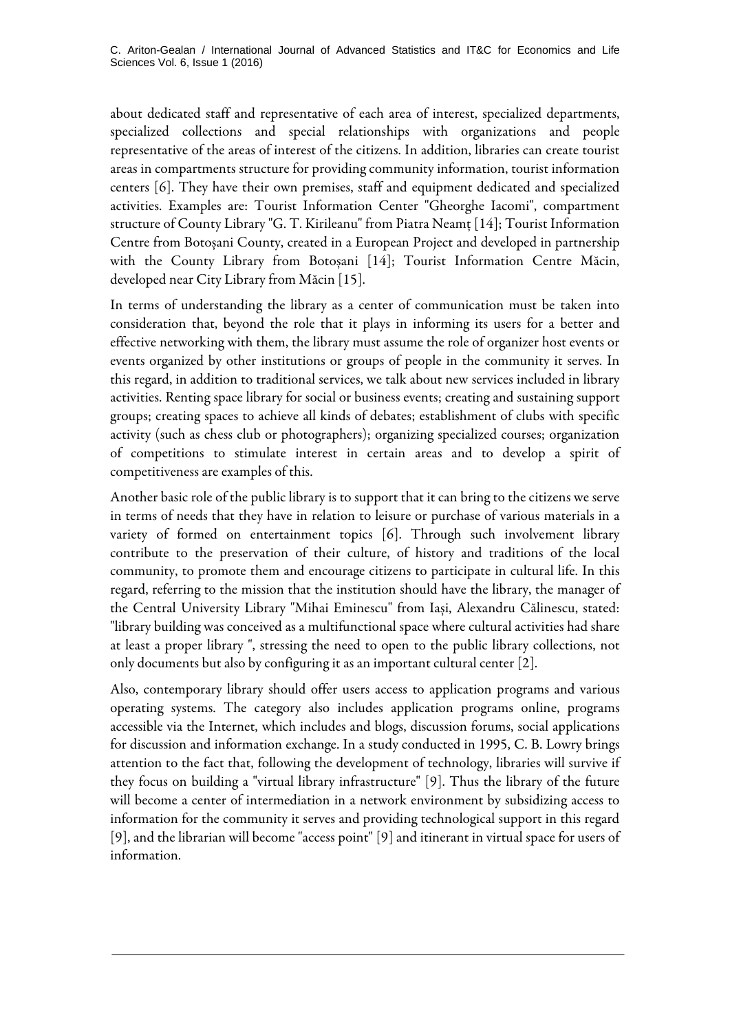about dedicated staff and representative of each area of interest, specialized departments, specialized collections and special relationships with organizations and people representative of the areas of interest of the citizens. In addition, libraries can create tourist areas in compartments structure for providing community information, tourist information centers [6]. They have their own premises, staff and equipment dedicated and specialized activities. Examples are: Tourist Information Center "Gheorghe Iacomi", compartment structure of County Library "G. T. Kirileanu" from Piatra Neamț [14]; Tourist Information Centre from Botoșani County, created in a European Project and developed in partnership with the County Library from Botoșani [14]; Tourist Information Centre Măcin, developed near City Library from Măcin [15].

In terms of understanding the library as a center of communication must be taken into consideration that, beyond the role that it plays in informing its users for a better and effective networking with them, the library must assume the role of organizer host events or events organized by other institutions or groups of people in the community it serves. In this regard, in addition to traditional services, we talk about new services included in library activities. Renting space library for social or business events; creating and sustaining support groups; creating spaces to achieve all kinds of debates; establishment of clubs with specific activity (such as chess club or photographers); organizing specialized courses; organization of competitions to stimulate interest in certain areas and to develop a spirit of competitiveness are examples of this.

Another basic role of the public library is to support that it can bring to the citizens we serve in terms of needs that they have in relation to leisure or purchase of various materials in a variety of formed on entertainment topics [6]. Through such involvement library contribute to the preservation of their culture, of history and traditions of the local community, to promote them and encourage citizens to participate in cultural life. In this regard, referring to the mission that the institution should have the library, the manager of the Central University Library "Mihai Eminescu" from Iași, Alexandru Călinescu, stated: "library building was conceived as a multifunctional space where cultural activities had share at least a proper library ", stressing the need to open to the public library collections, not only documents but also by configuring it as an important cultural center [2].

Also, contemporary library should offer users access to application programs and various operating systems. The category also includes application programs online, programs accessible via the Internet, which includes and blogs, discussion forums, social applications for discussion and information exchange. In a study conducted in 1995, C. B. Lowry brings attention to the fact that, following the development of technology, libraries will survive if they focus on building a "virtual library infrastructure" [9]. Thus the library of the future will become a center of intermediation in a network environment by subsidizing access to information for the community it serves and providing technological support in this regard [9], and the librarian will become "access point" [9] and itinerant in virtual space for users of information.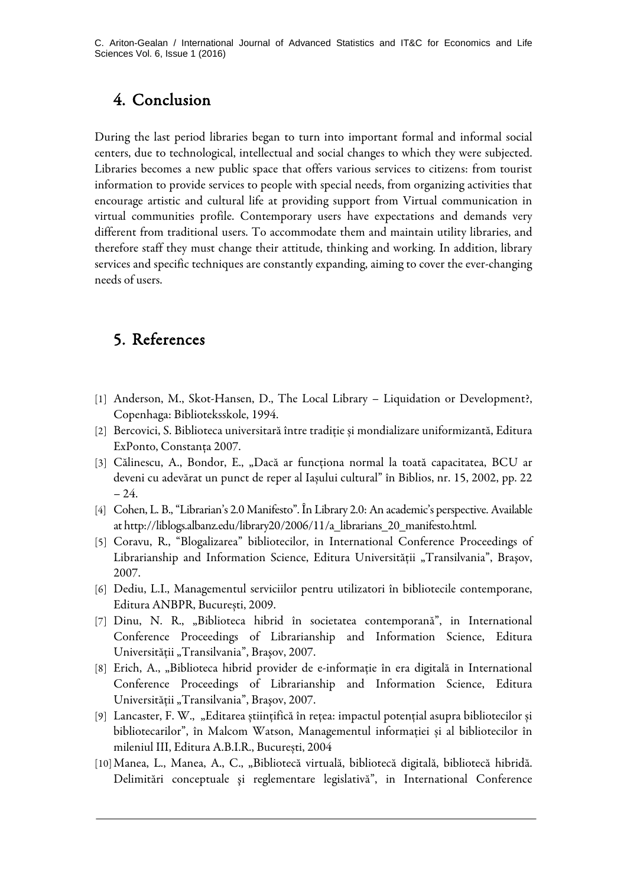## 4. Conclusion

During the last period libraries began to turn into important formal and informal social centers, due to technological, intellectual and social changes to which they were subjected. Libraries becomes a new public space that offers various services to citizens: from tourist information to provide services to people with special needs, from organizing activities that encourage artistic and cultural life at providing support from Virtual communication in virtual communities profile. Contemporary users have expectations and demands very different from traditional users. To accommodate them and maintain utility libraries, and therefore staff they must change their attitude, thinking and working. In addition, library services and specific techniques are constantly expanding, aiming to cover the ever-changing needs of users.

## 5. References

[1] Anderson, M., Skot-Hansen, D., The Local Library – Liquidation or Development?, Copenhaga: Biblioteksskole, 1994.

[2] Bercovici, S. Biblioteca universitară între tradiție și mondializare uniformizantă, Editura ExPonto, Constanța 2007.

[3] Călinescu, A., Bondor, E., „Dacă ar funcționa normal la toată capacitatea, BCU ar deveni cu adevărat un punct de reper al Iașului cultural" în Biblios, nr. 15, 2002, pp. 22 – 24.

[4] Cohen, L. B., "Librarian's 2.0 Manifesto". În Library 2.0: An academic's perspective. Available at http://liblogs.albanz.edu/library20/2006/11/a_librarians_20_manifesto.html.

[5] Coravu, R., "Blogalizarea" bibliotecilor, in International Conference Proceedings of Librarianship and Information Science, Editura Universității „Transilvania", Brașov, 2007.

[6] Dediu, L.I., Managementul serviciilor pentru utilizatori în bibliotecile contemporane, Editura ANBPR, București, 2009.

[7] Dinu, N. R., „Biblioteca hibrid în societatea contemporană", in International Conference Proceedings of Librarianship and Information Science, Editura Universității „Transilvania", Brașov, 2007.

[8] Erich, A., „Biblioteca hibrid provider de e-informație în era digitală in International Conference Proceedings of Librarianship and Information Science, Editura Universității „Transilvania", Brașov, 2007.

[9] Lancaster, F. W., „Editarea științifică în rețea: impactul potențial asupra bibliotecilor și bibliotecarilor", în Malcom Watson, Managementul informației și al bibliotecilor în mileniul III, Editura A.B.I.R., București, 2004

[10] Manea, L., Manea, A., C., „Bibliotecă virtuală, bibliotecă digitală, bibliotecă hibridă. Delimitări conceptuale şi reglementare legislativă", in International Conference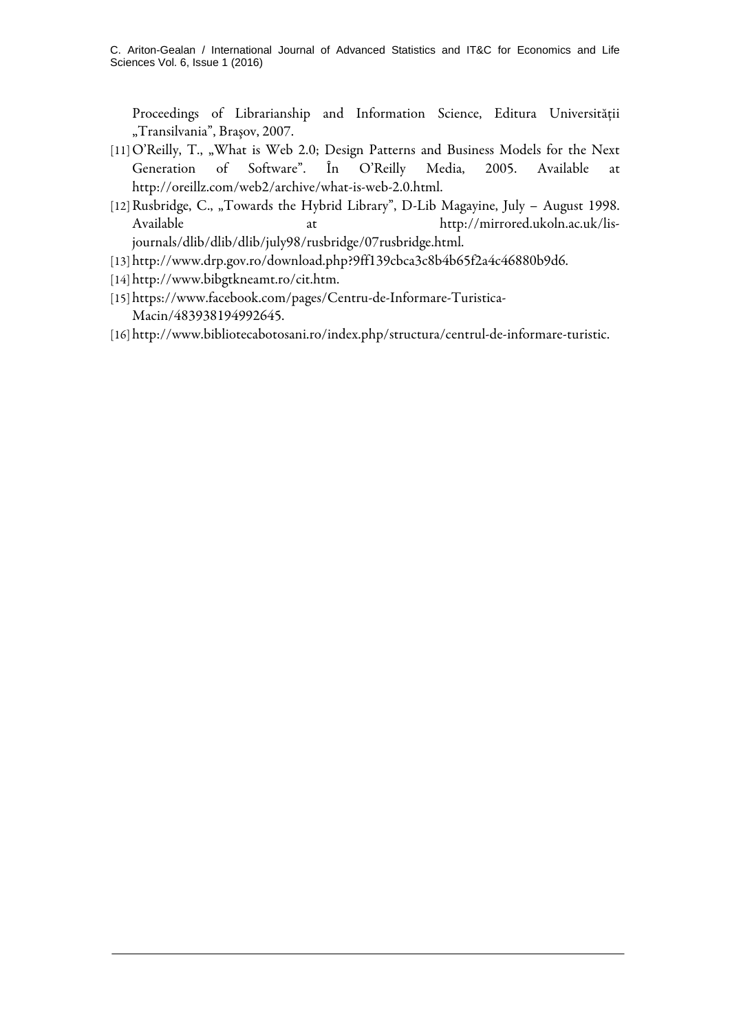Proceedings of Librarianship and Information Science, Editura Universității „Transilvania", Brașov, 2007.

[11] O'Reilly, T., „What is Web 2.0; Design Patterns and Business Models for the Next Generation of Software". În O'Reilly Media, 2005. Available at http://oreillz.com/web2/archive/what-is-web-2.0.html.

[12] Rusbridge, C., „Towards the Hybrid Library", D-Lib Magayine, July – August 1998. Available at http://mirrored.ukoln.ac.uk/lis-journals/dlib/dlib/dlib/july98/rusbridge/07rusbridge.html.

[13] http://www.drp.gov.ro/download.php?9ff139cbca3c8b4b65f2a4c46880b9d6.

[14] http://www.bibgtkneamt.ro/cit.htm.

[15] https://www.facebook.com/pages/Centru-de-Informare-Turistica-Macin/483938194992645.

[16] http://www.bibliotecabotosani.ro/index.php/structura/centrul-de-informare-turistic.